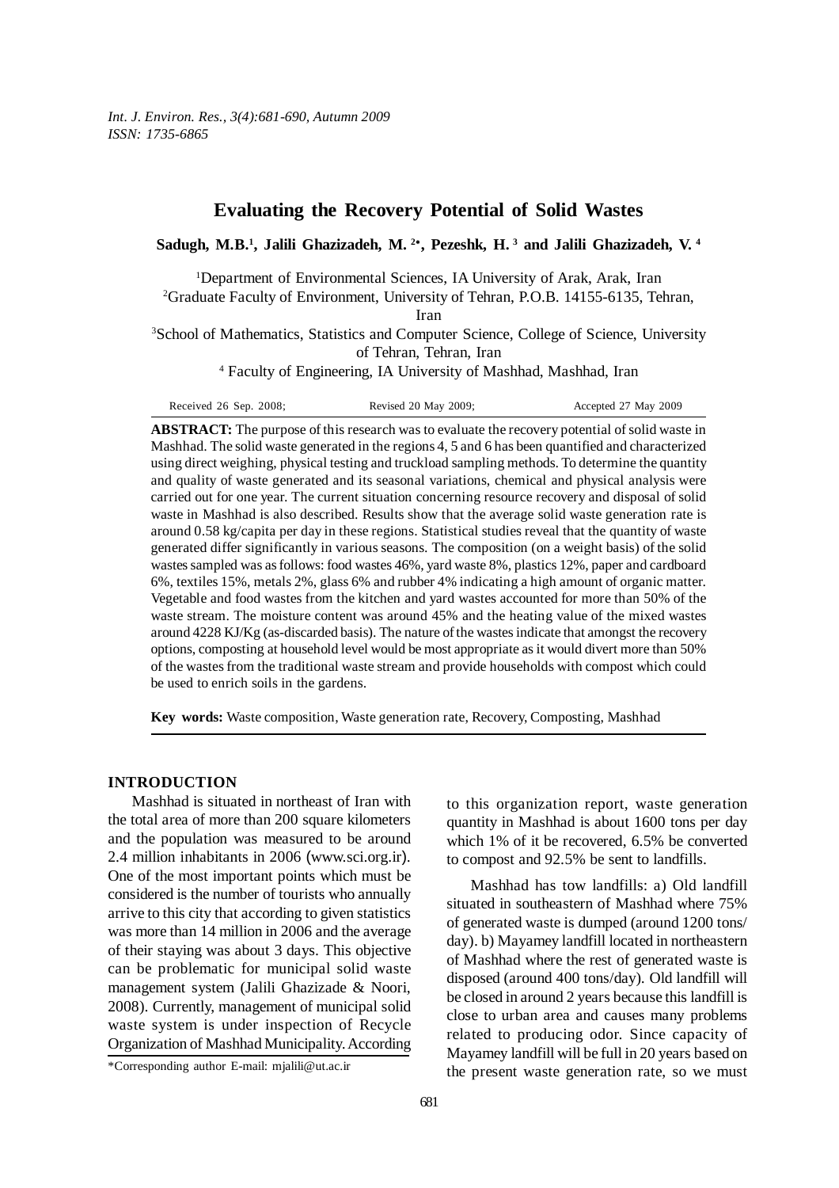# Evaluating the Recovery Potential of Solid Wastes

**Sadugh, M.B.[1], Jalili Ghazizadeh, M. [2*], Pezeshk, H. [3] and Jalili Ghazizadeh, V. [4]**

[1]Department of Environmental Sciences, IA University of Arak, Arak, Iran

[2]Graduate Faculty of Environment, University of Tehran, P.O.B. 14155-6135, Tehran, Iran

[3]School of Mathematics, Statistics and Computer Science, College of Science, University of Tehran, Tehran, Iran

[4] Faculty of Engineering, IA University of Mashhad, Mashhad, Iran

Received 26 Sep. 2008; Revised 20 May 2009; Accepted 27 May 2009

**ABSTRACT:** The purpose of this research was to evaluate the recovery potential of solid waste in Mashhad. The solid waste generated in the regions 4, 5 and 6 has been quantified and characterized using direct weighing, physical testing and truckload sampling methods. To determine the quantity and quality of waste generated and its seasonal variations, chemical and physical analysis were carried out for one year. The current situation concerning resource recovery and disposal of solid waste in Mashhad is also described. Results show that the average solid waste generation rate is around 0.58 kg/capita per day in these regions. Statistical studies reveal that the quantity of waste generated differ significantly in various seasons. The composition (on a weight basis) of the solid wastes sampled was as follows: food wastes 46%, yard waste 8%, plastics 12%, paper and cardboard 6%, textiles 15%, metals 2%, glass 6% and rubber 4% indicating a high amount of organic matter. Vegetable and food wastes from the kitchen and yard wastes accounted for more than 50% of the waste stream. The moisture content was around 45% and the heating value of the mixed wastes around 4228 KJ/Kg (as-discarded basis). The nature of the wastes indicate that amongst the recovery options, composting at household level would be most appropriate as it would divert more than 50% of the wastes from the traditional waste stream and provide households with compost which could be used to enrich soils in the gardens.

**Key words:** Waste composition, Waste generation rate, Recovery, Composting, Mashhad

## INTRODUCTION

Mashhad is situated in northeast of Iran with the total area of more than 200 square kilometers and the population was measured to be around 2.4 million inhabitants in 2006 (www.sci.org.ir). One of the most important points which must be considered is the number of tourists who annually arrive to this city that according to given statistics was more than 14 million in 2006 and the average of their staying was about 3 days. This objective can be problematic for municipal solid waste management system (Jalili Ghazizade & Noori, 2008). Currently, management of municipal solid waste system is under inspection of Recycle Organization of Mashhad Municipality. According to this organization report, waste generation quantity in Mashhad is about 1600 tons per day which 1% of it be recovered, 6.5% be converted to compost and 92.5% be sent to landfills.

Mashhad has tow landfills: a) Old landfill situated in southeastern of Mashhad where 75% of generated waste is dumped (around 1200 tons/ day). b) Mayamey landfill located in northeastern of Mashhad where the rest of generated waste is disposed (around 400 tons/day). Old landfill will be closed in around 2 years because this landfill is close to urban area and causes many problems related to producing odor. Since capacity of Mayamey landfill will be full in 20 years based on the present waste generation rate, so we must

*Corresponding author E-mail: mjalili@ut.ac.ir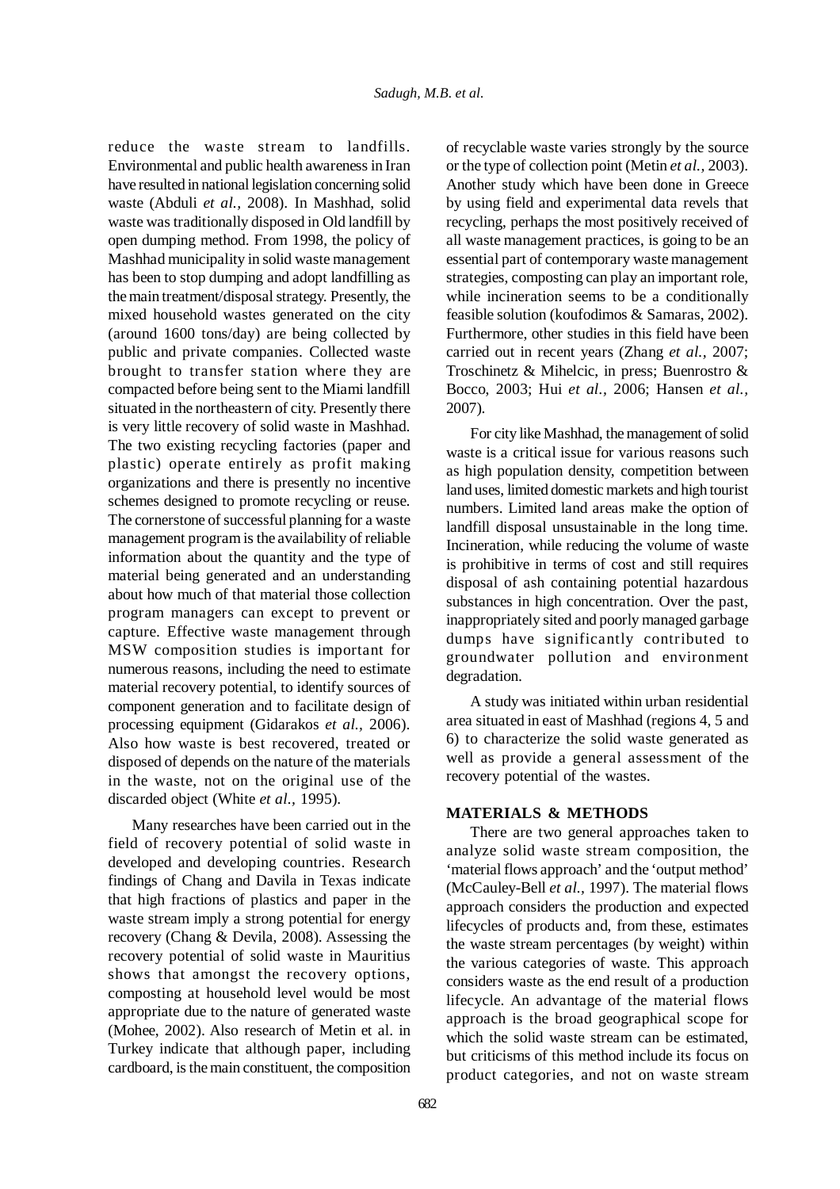reduce the waste stream to landfills. Environmental and public health awareness in Iran have resulted in national legislation concerning solid waste (Abduli *et al.,* 2008). In Mashhad, solid waste was traditionally disposed in Old landfill by open dumping method. From 1998, the policy of Mashhad municipality in solid waste management has been to stop dumping and adopt landfilling as the main treatment/disposal strategy. Presently, the mixed household wastes generated on the city (around 1600 tons/day) are being collected by public and private companies. Collected waste brought to transfer station where they are compacted before being sent to the Miami landfill situated in the northeastern of city. Presently there is very little recovery of solid waste in Mashhad. The two existing recycling factories (paper and plastic) operate entirely as profit making organizations and there is presently no incentive schemes designed to promote recycling or reuse. The cornerstone of successful planning for a waste management program is the availability of reliable information about the quantity and the type of material being generated and an understanding about how much of that material those collection program managers can except to prevent or capture. Effective waste management through MSW composition studies is important for numerous reasons, including the need to estimate material recovery potential, to identify sources of component generation and to facilitate design of processing equipment (Gidarakos *et al.,* 2006). Also how waste is best recovered, treated or disposed of depends on the nature of the materials in the waste, not on the original use of the discarded object (White *et al.*, 1995).

Many researches have been carried out in the field of recovery potential of solid waste in developed and developing countries. Research findings of Chang and Davila in Texas indicate that high fractions of plastics and paper in the waste stream imply a strong potential for energy recovery (Chang & Devila, 2008). Assessing the recovery potential of solid waste in Mauritius shows that amongst the recovery options, composting at household level would be most appropriate due to the nature of generated waste (Mohee, 2002). Also research of Metin et al. in Turkey indicate that although paper, including cardboard, is the main constituent, the composition of recyclable waste varies strongly by the source or the type of collection point (Metin *et al.,* 2003). Another study which have been done in Greece by using field and experimental data revels that recycling, perhaps the most positively received of all waste management practices, is going to be an essential part of contemporary waste management strategies, composting can play an important role, while incineration seems to be a conditionally feasible solution (koufodimos & Samaras, 2002). Furthermore, other studies in this field have been carried out in recent years (Zhang *et al.*, 2007; Troschinetz & Mihelcic, in press; Buenrostro & Bocco, 2003; Hui *et al.,* 2006; Hansen *et al.,* 2007).

For city like Mashhad, the management of solid waste is a critical issue for various reasons such as high population density, competition between land uses, limited domestic markets and high tourist numbers. Limited land areas make the option of landfill disposal unsustainable in the long time. Incineration, while reducing the volume of waste is prohibitive in terms of cost and still requires disposal of ash containing potential hazardous substances in high concentration. Over the past, inappropriately sited and poorly managed garbage dumps have significantly contributed to groundwater pollution and environment degradation.

A study was initiated within urban residential area situated in east of Mashhad (regions 4, 5 and 6) to characterize the solid waste generated as well as provide a general assessment of the recovery potential of the wastes.

## MATERIALS & METHODS

There are two general approaches taken to analyze solid waste stream composition, the 'material flows approach' and the 'output method' (McCauley-Bell *et al.,* 1997). The material flows approach considers the production and expected lifecycles of products and, from these, estimates the waste stream percentages (by weight) within the various categories of waste. This approach considers waste as the end result of a production lifecycle. An advantage of the material flows approach is the broad geographical scope for which the solid waste stream can be estimated, but criticisms of this method include its focus on product categories, and not on waste stream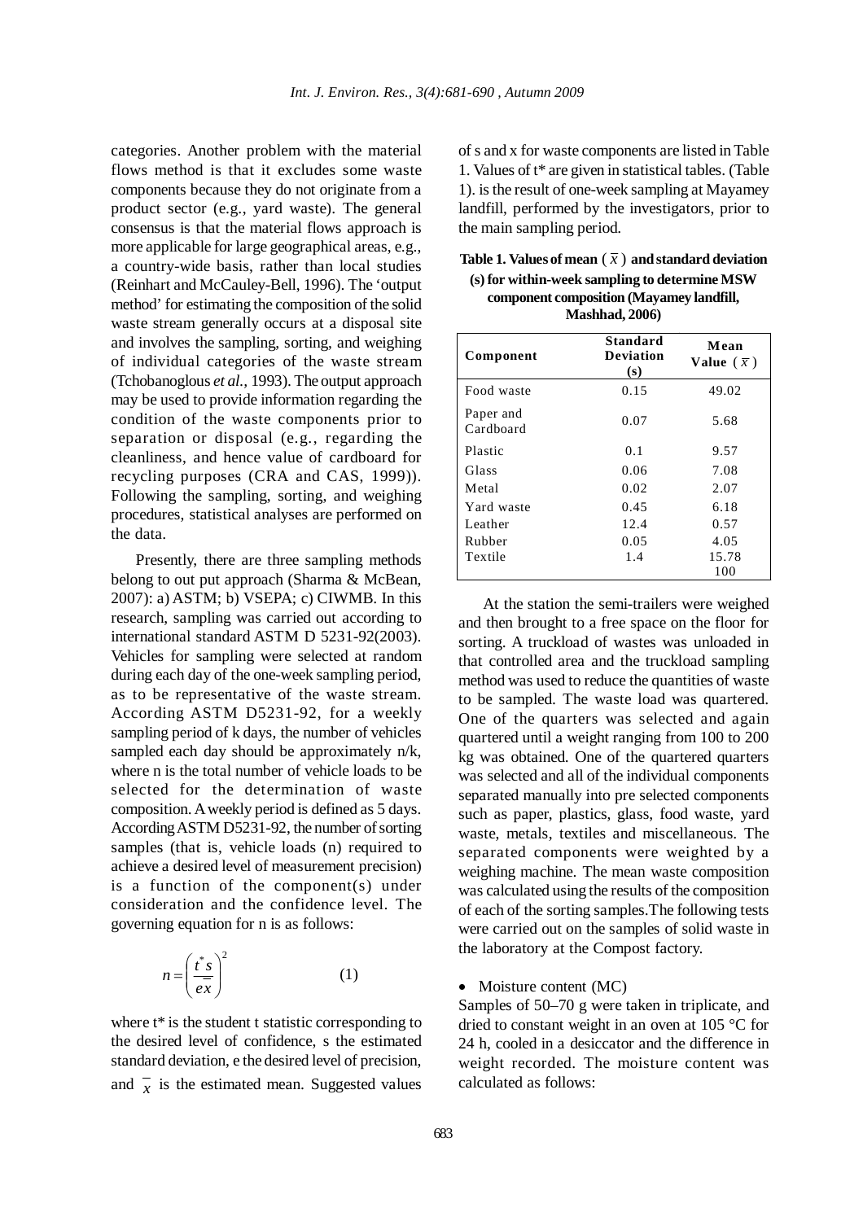categories. Another problem with the material flows method is that it excludes some waste components because they do not originate from a product sector (e.g., yard waste). The general consensus is that the material flows approach is more applicable for large geographical areas, e.g., a country-wide basis, rather than local studies (Reinhart and McCauley-Bell, 1996). The 'output method' for estimating the composition of the solid waste stream generally occurs at a disposal site and involves the sampling, sorting, and weighing of individual categories of the waste stream (Tchobanoglous *et al.*, 1993). The output approach may be used to provide information regarding the condition of the waste components prior to separation or disposal (e.g., regarding the cleanliness, and hence value of cardboard for recycling purposes (CRA and CAS, 1999)). Following the sampling, sorting, and weighing procedures, statistical analyses are performed on the data.

Presently, there are three sampling methods belong to out put approach (Sharma & McBean, 2007): a) ASTM; b) VSEPA; c) CIWMB. In this research, sampling was carried out according to international standard ASTM D 5231-92(2003). Vehicles for sampling were selected at random during each day of the one-week sampling period, as to be representative of the waste stream. According ASTM D5231-92, for a weekly sampling period of k days, the number of vehicles sampled each day should be approximately n/k, where n is the total number of vehicle loads to be selected for the determination of waste composition. A weekly period is defined as 5 days. According ASTM D5231-92, the number of sorting samples (that is, vehicle loads (n) required to achieve a desired level of measurement precision) is a function of the component(s) under consideration and the confidence level. The governing equation for n is as follows:

$$n = \left( \frac{t^{*} s}{e\overline{x}} \right)^{2} \qquad (1)$$

where t* is the student t statistic corresponding to the desired level of confidence, s the estimated standard deviation, e the desired level of precision, and $\overline{x}$ is the estimated mean. Suggested values of s and x for waste components are listed in Table 1. Values of t* are given in statistical tables. (Table 1). is the result of one-week sampling at Mayamey landfill, performed by the investigators, prior to the main sampling period.

**Table 1. Values of mean ($\overline{x}$) and standard deviation (s) for within-week sampling to determine MSW component composition (Mayamey landfill, Mashhad, 2006)**

| Component | Standard Deviation (s) | Mean Value ($\overline{x}$) |
|---|---|---|
| Food waste | 0.15 | 49.02 |
| Paper and Cardboard | 0.07 | 5.68 |
| Plastic | 0.1 | 9.57 |
| Glass | 0.06 | 7.08 |
| Metal | 0.02 | 2.07 |
| Yard waste | 0.45 | 6.18 |
| Leather | 12.4 | 0.57 |
| Rubber | 0.05 | 4.05 |
| Textile | 1.4 | 15.78 |
| | | 100 |

At the station the semi-trailers were weighed and then brought to a free space on the floor for sorting. A truckload of wastes was unloaded in that controlled area and the truckload sampling method was used to reduce the quantities of waste to be sampled. The waste load was quartered. One of the quarters was selected and again quartered until a weight ranging from 100 to 200 kg was obtained. One of the quartered quarters was selected and all of the individual components separated manually into pre selected components such as paper, plastics, glass, food waste, yard waste, metals, textiles and miscellaneous. The separated components were weighted by a weighing machine. The mean waste composition was calculated using the results of the composition of each of the sorting samples.The following tests were carried out on the samples of solid waste in the laboratory at the Compost factory.

- Moisture content (MC)

Samples of 50–70 g were taken in triplicate, and dried to constant weight in an oven at 105 °C for 24 h, cooled in a desiccator and the difference in weight recorded. The moisture content was calculated as follows: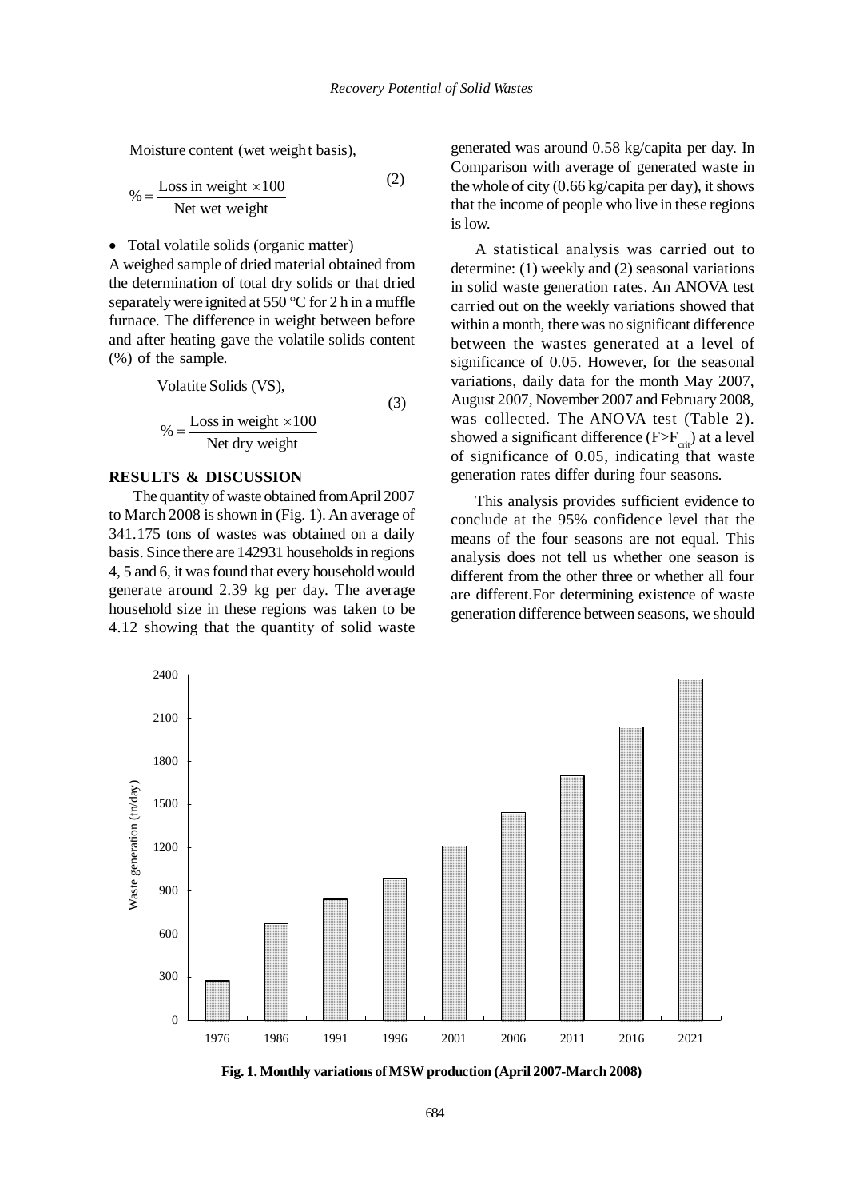Moisture content (wet weight basis),

$$\% = \frac{\text{Loss in weight} \times 100}{\text{Net wet weight}} \tag{2}$$

- Total volatile solids (organic matter)

A weighed sample of dried material obtained from the determination of total dry solids or that dried separately were ignited at 550 °C for 2 h in a muffle furnace. The difference in weight between before and after heating gave the volatile solids content (%) of the sample.

Volatite Solids (VS),

$$\% = \frac{\text{Loss in weight} \times 100}{\text{Net dry weight}} \tag{3}$$

## RESULTS & DISCUSSION

The quantity of waste obtained from April 2007 to March 2008 is shown in (Fig. 1). An average of 341.175 tons of wastes was obtained on a daily basis. Since there are 142931 households in regions 4, 5 and 6, it was found that every household would generate around 2.39 kg per day. The average household size in these regions was taken to be 4.12 showing that the quantity of solid waste generated was around 0.58 kg/capita per day. In Comparison with average of generated waste in the whole of city (0.66 kg/capita per day), it shows that the income of people who live in these regions is low.

A statistical analysis was carried out to determine: (1) weekly and (2) seasonal variations in solid waste generation rates. An ANOVA test carried out on the weekly variations showed that within a month, there was no significant difference between the wastes generated at a level of significance of 0.05. However, for the seasonal variations, daily data for the month May 2007, August 2007, November 2007 and February 2008, was collected. The ANOVA test (Table 2). showed a significant difference ($F>F_{crit}$) at a level of significance of 0.05, indicating that waste generation rates differ during four seasons.

This analysis provides sufficient evidence to conclude at the 95% confidence level that the means of the four seasons are not equal. This analysis does not tell us whether one season is different from the other three or whether all four are different.For determining existence of waste generation difference between seasons, we should

| Year | Waste generation (tn/day) |
|---|---|
| 1976 | ~270 |
| 1986 | ~670 |
| 1991 | ~840 |
| 1996 | ~980 |
| 2001 | ~1210 |
| 2006 | ~1440 |
| 2011 | ~1700 |
| 2016 | ~2040 |
| 2021 | ~2370 |

**Fig. 1. Monthly variations of MSW production (April 2007-March 2008)**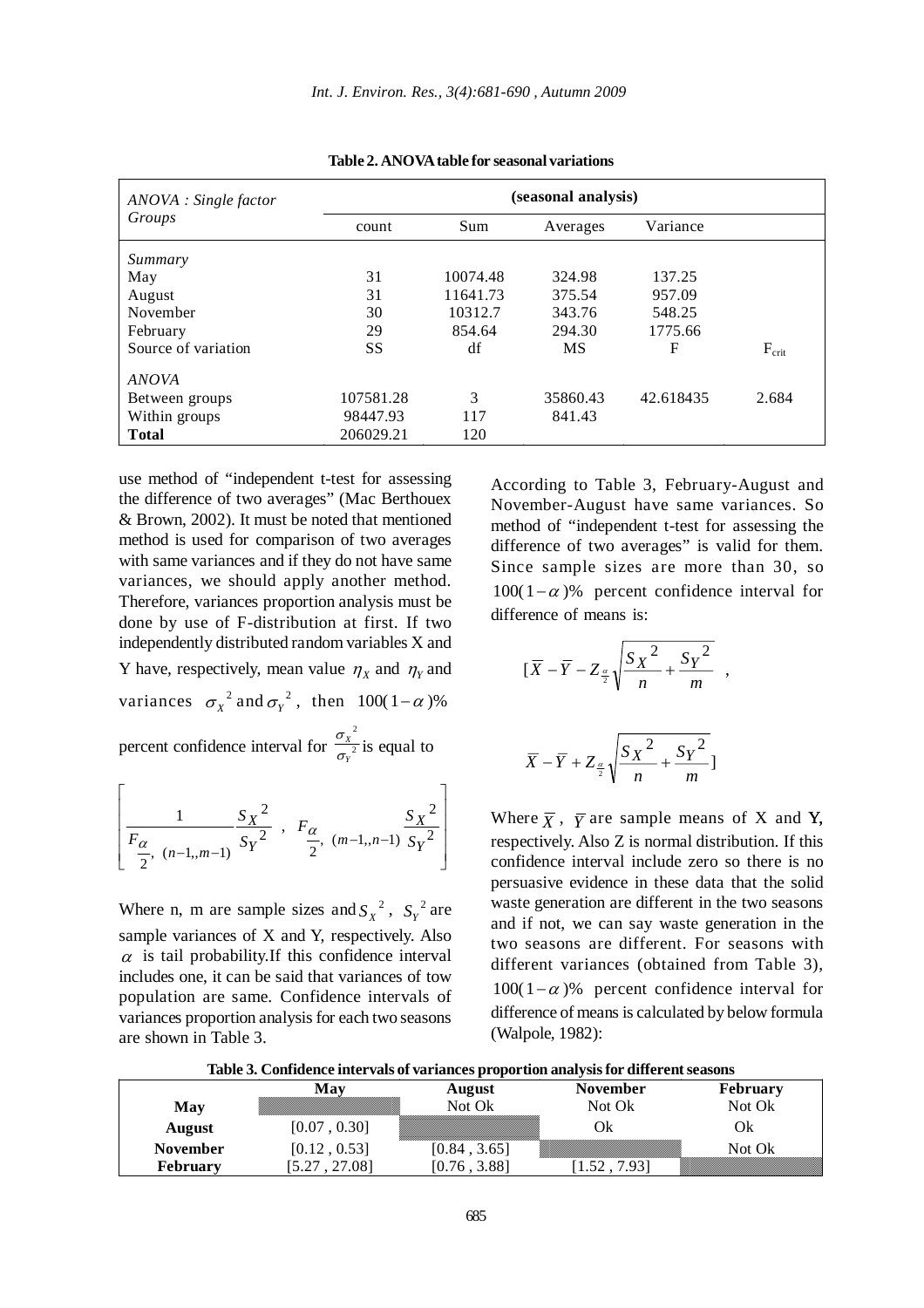**Table 2. ANOVA table for seasonal variations**

| *ANOVA : Single factor Groups* | (seasonal analysis) | | | | |
|---|---|---|---|---|---|
| | count | Sum | Averages | Variance | |
| *Summary* | | | | | |
| May | 31 | 10074.48 | 324.98 | 137.25 | |
| August | 31 | 11641.73 | 375.54 | 957.09 | |
| November | 30 | 10312.7 | 343.76 | 548.25 | |
| February | 29 | 854.64 | 294.30 | 1775.66 | |
| Source of variation | SS | df | MS | F | $F_{crit}$ |
| *ANOVA* | | | | | |
| Between groups | 107581.28 | 3 | 35860.43 | 42.618435 | 2.684 |
| Within groups | 98447.93 | 117 | 841.43 | | |
| **Total** | 206029.21 | 120 | | | |

use method of "independent t-test for assessing the difference of two averages" (Mac Berthouex & Brown, 2002). It must be noted that mentioned method is used for comparison of two averages with same variances and if they do not have same variances, we should apply another method. Therefore, variances proportion analysis must be done by use of F-distribution at first. If two independently distributed random variables X and Y have, respectively, mean value $\eta_X$ and $\eta_Y$ and variances $\sigma_X^2$ and $\sigma_Y^2$, then $100(1-\alpha)\%$ percent confidence interval for $\frac{\sigma_X^2}{\sigma_Y^2}$ is equal to

$$\left[ \frac{1}{F_{\frac{\alpha}{2},\ (n-1,,m-1)}} \frac{S_X^2}{S_Y^2} \ ,\ F_{\frac{\alpha}{2},\ (m-1,,n-1)} \frac{S_X^2}{S_Y^2} \right]$$

Where n, m are sample sizes and $S_X^2$, $S_Y^2$ are sample variances of X and Y, respectively. Also $\alpha$ is tail probability.If this confidence interval includes one, it can be said that variances of tow population are same. Confidence intervals of variances proportion analysis for each two seasons are shown in Table 3.

According to Table 3, February-August and November-August have same variances. So method of "independent t-test for assessing the difference of two averages" is valid for them. Since sample sizes are more than 30, so $100(1-\alpha)\%$ percent confidence interval for difference of means is:

$$[\overline{X} - \overline{Y} - Z_{\frac{\alpha}{2}} \sqrt{\frac{S_X^2}{n} + \frac{S_Y^2}{m}} \ ,$$

$$\overline{X} - \overline{Y} + Z_{\frac{\alpha}{2}} \sqrt{\frac{S_X^2}{n} + \frac{S_Y^2}{m}}]$$

Where $\overline{X}$, $\overline{Y}$ are sample means of X and **Y,** respectively. Also Z is normal distribution. If this confidence interval include zero so there is no persuasive evidence in these data that the solid waste generation are different in the two seasons and if not, we can say waste generation in the two seasons are different. For seasons with different variances (obtained from Table 3), $100(1-\alpha)\%$ percent confidence interval for difference of means is calculated by below formula (Walpole, 1982):

**Table 3. Confidence intervals of variances proportion analysis for different seasons**

| | May | August | November | February |
|---|---|---|---|---|
| **May** | | Not Ok | Not Ok | Not Ok |
| **August** | [0.07 , 0.30] | | Ok | Ok |
| **November** | [0.12 , 0.53] | [0.84 , 3.65] | | Not Ok |
| **February** | [5.27 , 27.08] | [0.76 , 3.88] | [1.52 , 7.93] | |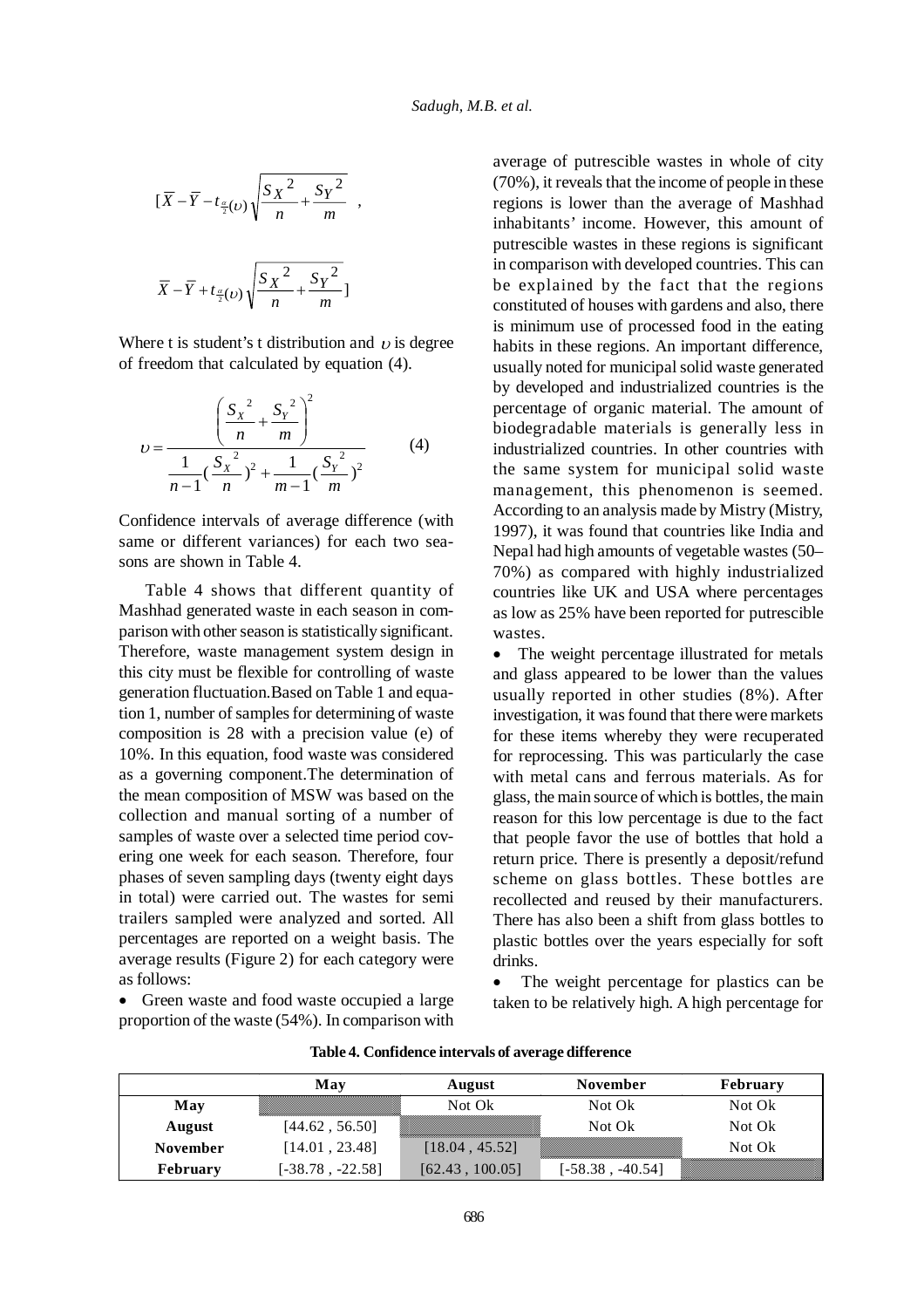$$[\overline{X} - \overline{Y} - t_{\frac{\alpha}{2}}(\upsilon)\sqrt{\frac{S_X{}^2}{n} + \frac{S_Y{}^2}{m}} \quad ,$$

$$\overline{X} - \overline{Y} + t_{\frac{\alpha}{2}}(\upsilon)\sqrt{\frac{S_X{}^2}{n} + \frac{S_Y{}^2}{m}}]$$

Where t is student's t distribution and $\upsilon$ is degree of freedom that calculated by equation (4).

$$\upsilon = \frac{\left(\frac{S_X{}^2}{n} + \frac{S_Y{}^2}{m}\right)^2}{\frac{1}{n-1}\left(\frac{S_X{}^2}{n}\right)^2 + \frac{1}{m-1}\left(\frac{S_Y{}^2}{m}\right)^2} \qquad (4)$$

Confidence intervals of average difference (with same or different variances) for each two seasons are shown in Table 4.

Table 4 shows that different quantity of Mashhad generated waste in each season in comparison with other season is statistically significant. Therefore, waste management system design in this city must be flexible for controlling of waste generation fluctuation.Based on Table 1 and equation 1, number of samples for determining of waste composition is 28 with a precision value (e) of 10%. In this equation, food waste was considered as a governing component.The determination of the mean composition of MSW was based on the collection and manual sorting of a number of samples of waste over a selected time period covering one week for each season. Therefore, four phases of seven sampling days (twenty eight days in total) were carried out. The wastes for semi trailers sampled were analyzed and sorted. All percentages are reported on a weight basis. The average results (Figure 2) for each category were as follows:

- Green waste and food waste occupied a large proportion of the waste (54%). In comparison with average of putrescible wastes in whole of city (70%), it reveals that the income of people in these regions is lower than the average of Mashhad inhabitants' income. However, this amount of putrescible wastes in these regions is significant in comparison with developed countries. This can be explained by the fact that the regions constituted of houses with gardens and also, there is minimum use of processed food in the eating habits in these regions. An important difference, usually noted for municipal solid waste generated by developed and industrialized countries is the percentage of organic material. The amount of biodegradable materials is generally less in industrialized countries. In other countries with the same system for municipal solid waste management, this phenomenon is seemed. According to an analysis made by Mistry (Mistry, 1997), it was found that countries like India and Nepal had high amounts of vegetable wastes (50–70%) as compared with highly industrialized countries like UK and USA where percentages as low as 25% have been reported for putrescible wastes.
- The weight percentage illustrated for metals and glass appeared to be lower than the values usually reported in other studies (8%). After investigation, it was found that there were markets for these items whereby they were recuperated for reprocessing. This was particularly the case with metal cans and ferrous materials. As for glass, the main source of which is bottles, the main reason for this low percentage is due to the fact that people favor the use of bottles that hold a return price. There is presently a deposit/refund scheme on glass bottles. These bottles are recollected and reused by their manufacturers. There has also been a shift from glass bottles to plastic bottles over the years especially for soft drinks.
- The weight percentage for plastics can be taken to be relatively high. A high percentage for

**Table 4. Confidence intervals of average difference**

| | May | August | November | February |
|---|---|---|---|---|
| **May** | | Not Ok | Not Ok | Not Ok |
| **August** | [44.62 , 56.50] | | Not Ok | Not Ok |
| **November** | [14.01 , 23.48] | [18.04 , 45.52] | | Not Ok |
| **February** | [-38.78 , -22.58] | [62.43 , 100.05] | [-58.38 , -40.54] | |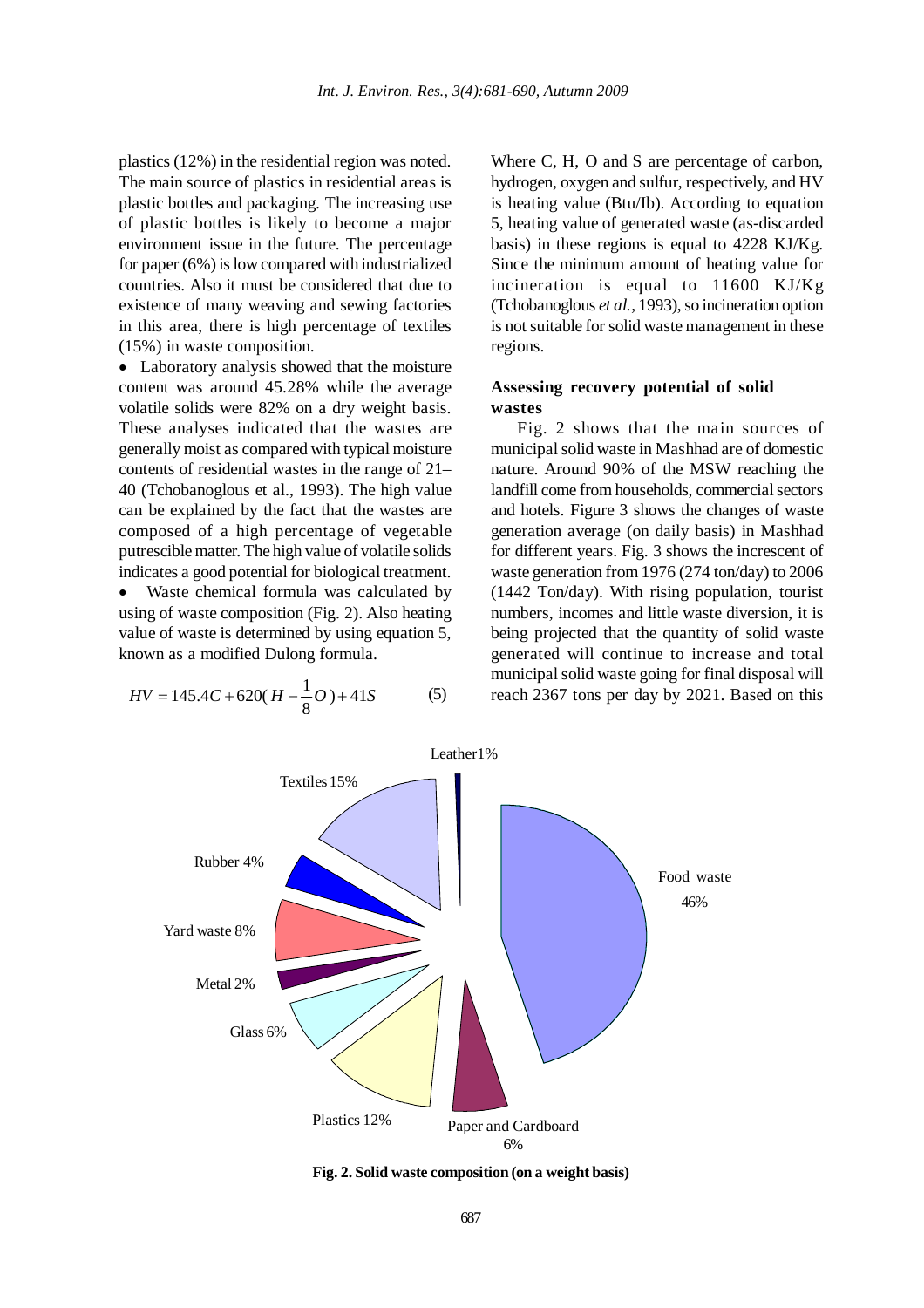plastics (12%) in the residential region was noted. The main source of plastics in residential areas is plastic bottles and packaging. The increasing use of plastic bottles is likely to become a major environment issue in the future. The percentage for paper (6%) is low compared with industrialized countries. Also it must be considered that due to existence of many weaving and sewing factories in this area, there is high percentage of textiles (15%) in waste composition.

- Laboratory analysis showed that the moisture content was around 45.28% while the average volatile solids were 82% on a dry weight basis. These analyses indicated that the wastes are generally moist as compared with typical moisture contents of residential wastes in the range of 21–40 (Tchobanoglous et al., 1993). The high value can be explained by the fact that the wastes are composed of a high percentage of vegetable putrescible matter. The high value of volatile solids indicates a good potential for biological treatment.
- Waste chemical formula was calculated by using of waste composition (Fig. 2). Also heating value of waste is determined by using equation 5, known as a modified Dulong formula.

$$HV = 145.4C + 620(H - \frac{1}{8}O) + 41S \qquad (5)$$

Where C, H, O and S are percentage of carbon, hydrogen, oxygen and sulfur, respectively, and HV is heating value (Btu/Ib). According to equation 5, heating value of generated waste (as-discarded basis) in these regions is equal to 4228 KJ/Kg. Since the minimum amount of heating value for incineration is equal to 11600 KJ/Kg (Tchobanoglous *et al.*, 1993), so incineration option is not suitable for solid waste management in these regions.

## Assessing recovery potential of solid wastes

Fig. 2 shows that the main sources of municipal solid waste in Mashhad are of domestic nature. Around 90% of the MSW reaching the landfill come from households, commercial sectors and hotels. Figure 3 shows the changes of waste generation average (on daily basis) in Mashhad for different years. Fig. 3 shows the increscent of waste generation from 1976 (274 ton/day) to 2006 (1442 Ton/day). With rising population, tourist numbers, incomes and little waste diversion, it is being projected that the quantity of solid waste generated will continue to increase and total municipal solid waste going for final disposal will reach 2367 tons per day by 2021. Based on this

Food waste 46%; Textiles 15%; Plastics 12%; Yard waste 8%; Paper and Cardboard 6%; Glass 6%; Rubber 4%; Metal 2%; Leather 1%

**Fig. 2. Solid waste composition (on a weight basis)**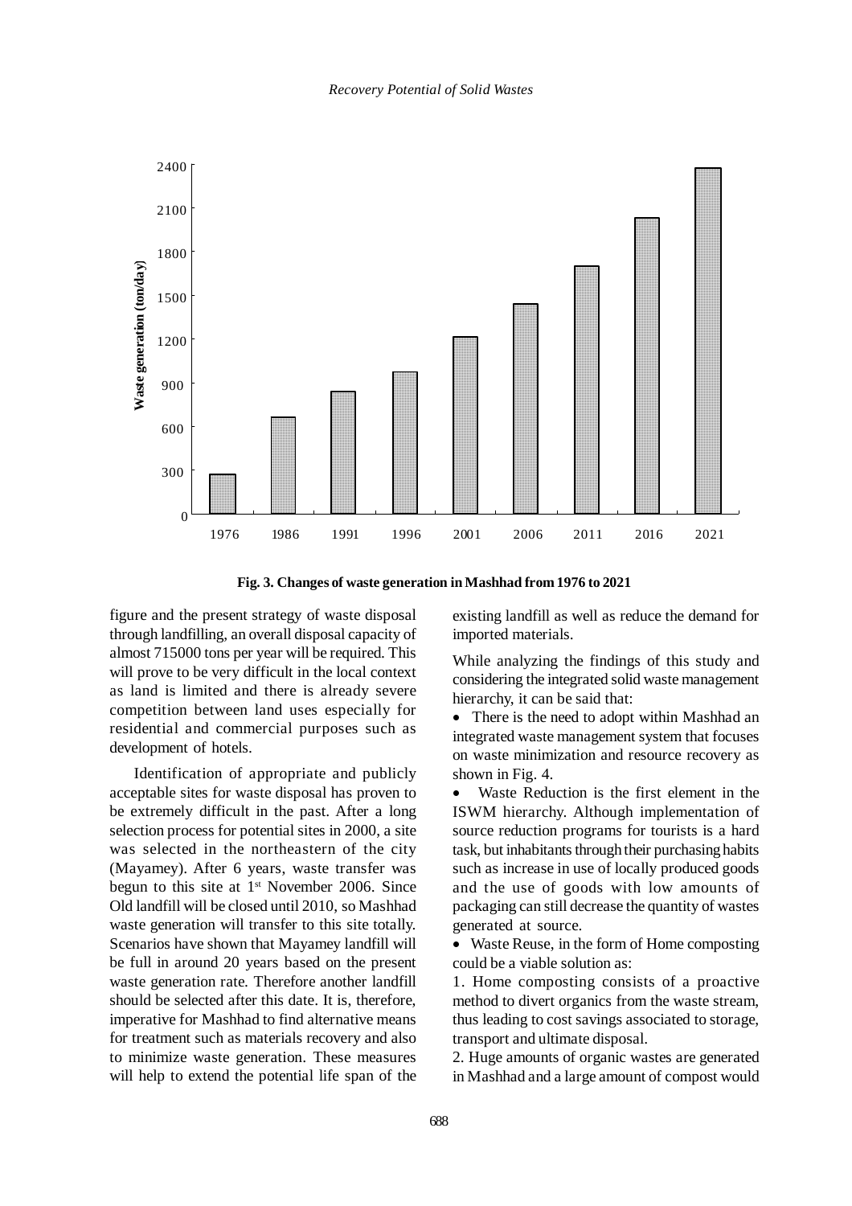Fig. 3. Changes of waste generation in Mashhad from 1976 to 2021

figure and the present strategy of waste disposal through landfilling, an overall disposal capacity of almost 715000 tons per year will be required. This will prove to be very difficult in the local context as land is limited and there is already severe competition between land uses especially for residential and commercial purposes such as development of hotels.

Identification of appropriate and publicly acceptable sites for waste disposal has proven to be extremely difficult in the past. After a long selection process for potential sites in 2000, a site was selected in the northeastern of the city (Mayamey). After 6 years, waste transfer was begun to this site at 1st November 2006. Since Old landfill will be closed until 2010, so Mashhad waste generation will transfer to this site totally. Scenarios have shown that Mayamey landfill will be full in around 20 years based on the present waste generation rate. Therefore another landfill should be selected after this date. It is, therefore, imperative for Mashhad to find alternative means for treatment such as materials recovery and also to minimize waste generation. These measures will help to extend the potential life span of the existing landfill as well as reduce the demand for imported materials.

While analyzing the findings of this study and considering the integrated solid waste management hierarchy, it can be said that:

- There is the need to adopt within Mashhad an integrated waste management system that focuses on waste minimization and resource recovery as shown in Fig. 4.
- Waste Reduction is the first element in the ISWM hierarchy. Although implementation of source reduction programs for tourists is a hard task, but inhabitants through their purchasing habits such as increase in use of locally produced goods and the use of goods with low amounts of packaging can still decrease the quantity of wastes generated at source.
- Waste Reuse, in the form of Home composting could be a viable solution as:

1. Home composting consists of a proactive method to divert organics from the waste stream, thus leading to cost savings associated to storage, transport and ultimate disposal.
2. Huge amounts of organic wastes are generated in Mashhad and a large amount of compost would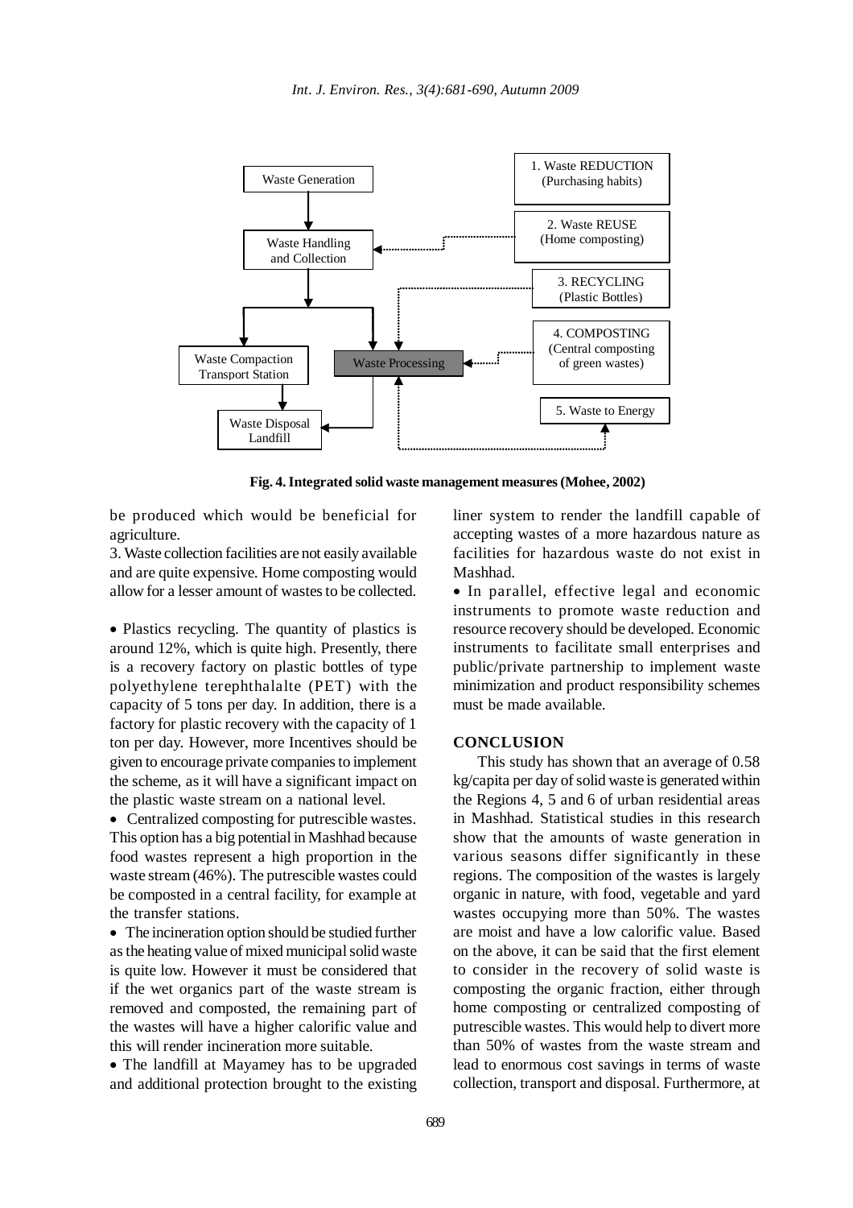Waste Generation

Waste Handling and Collection

Waste Compaction Transport Station

Waste Processing

Waste Disposal Landfill

1. Waste REDUCTION (Purchasing habits)

2. Waste REUSE (Home composting)

3. RECYCLING (Plastic Bottles)

4. COMPOSTING (Central composting of green wastes)

5. Waste to Energy

**Fig. 4. Integrated solid waste management measures (Mohee, 2002)**

be produced which would be beneficial for agriculture.

3. Waste collection facilities are not easily available and are quite expensive. Home composting would allow for a lesser amount of wastes to be collected.

- Plastics recycling. The quantity of plastics is around 12%, which is quite high. Presently, there is a recovery factory on plastic bottles of type polyethylene terephthalalte (PET) with the capacity of 5 tons per day. In addition, there is a factory for plastic recovery with the capacity of 1 ton per day. However, more Incentives should be given to encourage private companies to implement the scheme, as it will have a significant impact on the plastic waste stream on a national level.
- Centralized composting for putrescible wastes. This option has a big potential in Mashhad because food wastes represent a high proportion in the waste stream (46%). The putrescible wastes could be composted in a central facility, for example at the transfer stations.
- The incineration option should be studied further as the heating value of mixed municipal solid waste is quite low. However it must be considered that if the wet organics part of the waste stream is removed and composted, the remaining part of the wastes will have a higher calorific value and this will render incineration more suitable.
- The landfill at Mayamey has to be upgraded and additional protection brought to the existing liner system to render the landfill capable of accepting wastes of a more hazardous nature as facilities for hazardous waste do not exist in Mashhad.
- In parallel, effective legal and economic instruments to promote waste reduction and resource recovery should be developed. Economic instruments to facilitate small enterprises and public/private partnership to implement waste minimization and product responsibility schemes must be made available.

## CONCLUSION

This study has shown that an average of 0.58 kg/capita per day of solid waste is generated within the Regions 4, 5 and 6 of urban residential areas in Mashhad. Statistical studies in this research show that the amounts of waste generation in various seasons differ significantly in these regions. The composition of the wastes is largely organic in nature, with food, vegetable and yard wastes occupying more than 50%. The wastes are moist and have a low calorific value. Based on the above, it can be said that the first element to consider in the recovery of solid waste is composting the organic fraction, either through home composting or centralized composting of putrescible wastes. This would help to divert more than 50% of wastes from the waste stream and lead to enormous cost savings in terms of waste collection, transport and disposal. Furthermore, at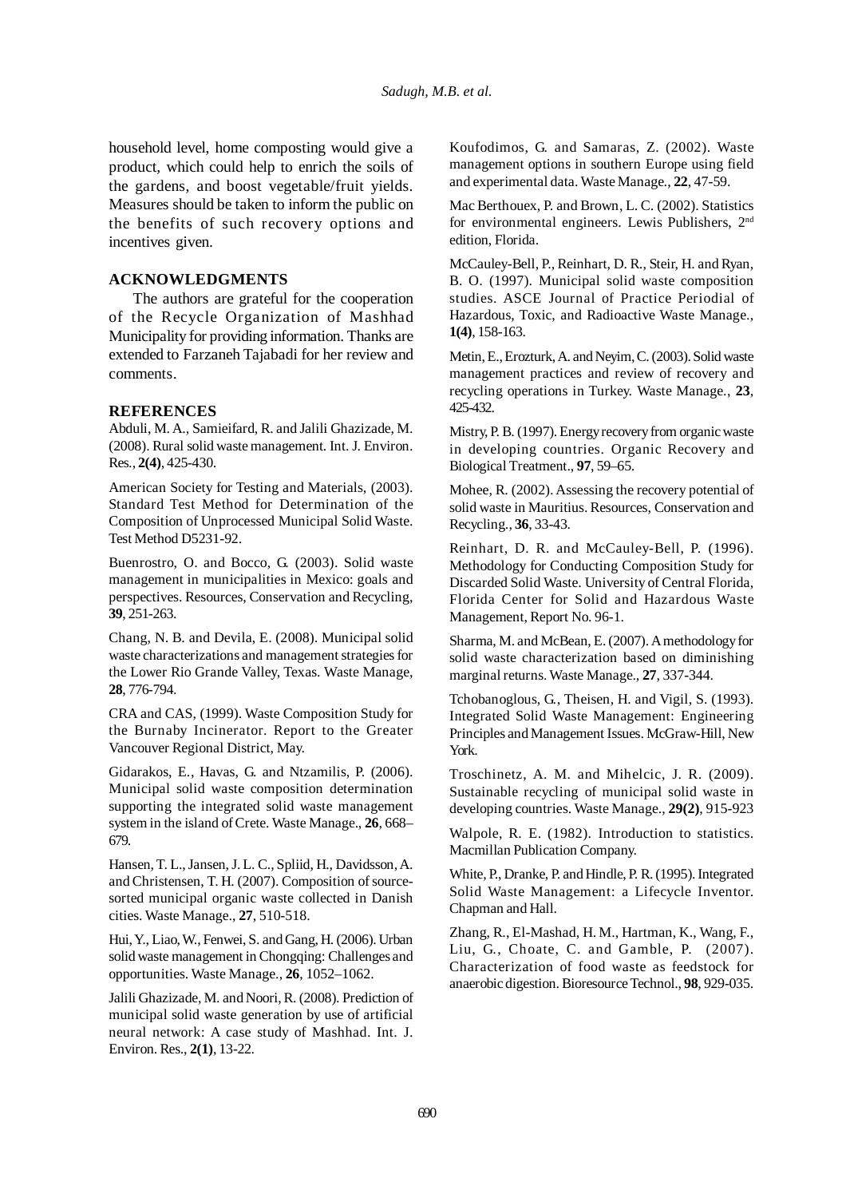household level, home composting would give a product, which could help to enrich the soils of the gardens, and boost vegetable/fruit yields. Measures should be taken to inform the public on the benefits of such recovery options and incentives given.

## ACKNOWLEDGMENTS

The authors are grateful for the cooperation of the Recycle Organization of Mashhad Municipality for providing information. Thanks are extended to Farzaneh Tajabadi for her review and comments.

## REFERENCES

Abduli, M. A., Samieifard, R. and Jalili Ghazizade, M. (2008). Rural solid waste management. Int. J. Environ. Res., **2(4)**, 425-430.

American Society for Testing and Materials, (2003). Standard Test Method for Determination of the Composition of Unprocessed Municipal Solid Waste. Test Method D5231-92.

Buenrostro, O. and Bocco, G. (2003). Solid waste management in municipalities in Mexico: goals and perspectives. Resources, Conservation and Recycling, **39**, 251-263.

Chang, N. B. and Devila, E. (2008). Municipal solid waste characterizations and management strategies for the Lower Rio Grande Valley, Texas. Waste Manage, **28**, 776-794.

CRA and CAS, (1999). Waste Composition Study for the Burnaby Incinerator. Report to the Greater Vancouver Regional District, May.

Gidarakos, E., Havas, G. and Ntzamilis, P. (2006). Municipal solid waste composition determination supporting the integrated solid waste management system in the island of Crete. Waste Manage., **26**, 668–679.

Hansen, T. L., Jansen, J. L. C., Spliid, H., Davidsson, A. and Christensen, T. H. (2007). Composition of source-sorted municipal organic waste collected in Danish cities. Waste Manage., **27**, 510-518.

Hui, Y., Liao, W., Fenwei, S. and Gang, H. (2006). Urban solid waste management in Chongqing: Challenges and opportunities. Waste Manage., **26**, 1052–1062.

Jalili Ghazizade, M. and Noori, R. (2008). Prediction of municipal solid waste generation by use of artificial neural network: A case study of Mashhad. Int. J. Environ. Res., **2(1)**, 13-22.

Koufodimos, G. and Samaras, Z. (2002). Waste management options in southern Europe using field and experimental data. Waste Manage., **22**, 47-59.

Mac Berthouex, P. and Brown, L. C. (2002). Statistics for environmental engineers. Lewis Publishers, 2nd edition, Florida.

McCauley-Bell, P., Reinhart, D. R., Steir, H. and Ryan, B. O. (1997). Municipal solid waste composition studies. ASCE Journal of Practice Periodial of Hazardous, Toxic, and Radioactive Waste Manage., **1(4)**, 158-163.

Metin, E., Erozturk, A. and Neyim, C. (2003). Solid waste management practices and review of recovery and recycling operations in Turkey. Waste Manage., **23**, 425-432.

Mistry, P. B. (1997). Energy recovery from organic waste in developing countries. Organic Recovery and Biological Treatment., **97**, 59–65.

Mohee, R. (2002). Assessing the recovery potential of solid waste in Mauritius. Resources, Conservation and Recycling., **36**, 33-43.

Reinhart, D. R. and McCauley-Bell, P. (1996). Methodology for Conducting Composition Study for Discarded Solid Waste. University of Central Florida, Florida Center for Solid and Hazardous Waste Management, Report No. 96-1.

Sharma, M. and McBean, E. (2007). A methodology for solid waste characterization based on diminishing marginal returns. Waste Manage., **27**, 337-344.

Tchobanoglous, G., Theisen, H. and Vigil, S. (1993). Integrated Solid Waste Management: Engineering Principles and Management Issues. McGraw-Hill, New York.

Troschinetz, A. M. and Mihelcic, J. R. (2009). Sustainable recycling of municipal solid waste in developing countries. Waste Manage., **29(2)**, 915-923

Walpole, R. E. (1982). Introduction to statistics. Macmillan Publication Company.

White, P., Dranke, P. and Hindle, P. R. (1995). Integrated Solid Waste Management: a Lifecycle Inventor. Chapman and Hall.

Zhang, R., El-Mashad, H. M., Hartman, K., Wang, F., Liu, G., Choate, C. and Gamble, P. (2007). Characterization of food waste as feedstock for anaerobic digestion. Bioresource Technol., **98**, 929-035.